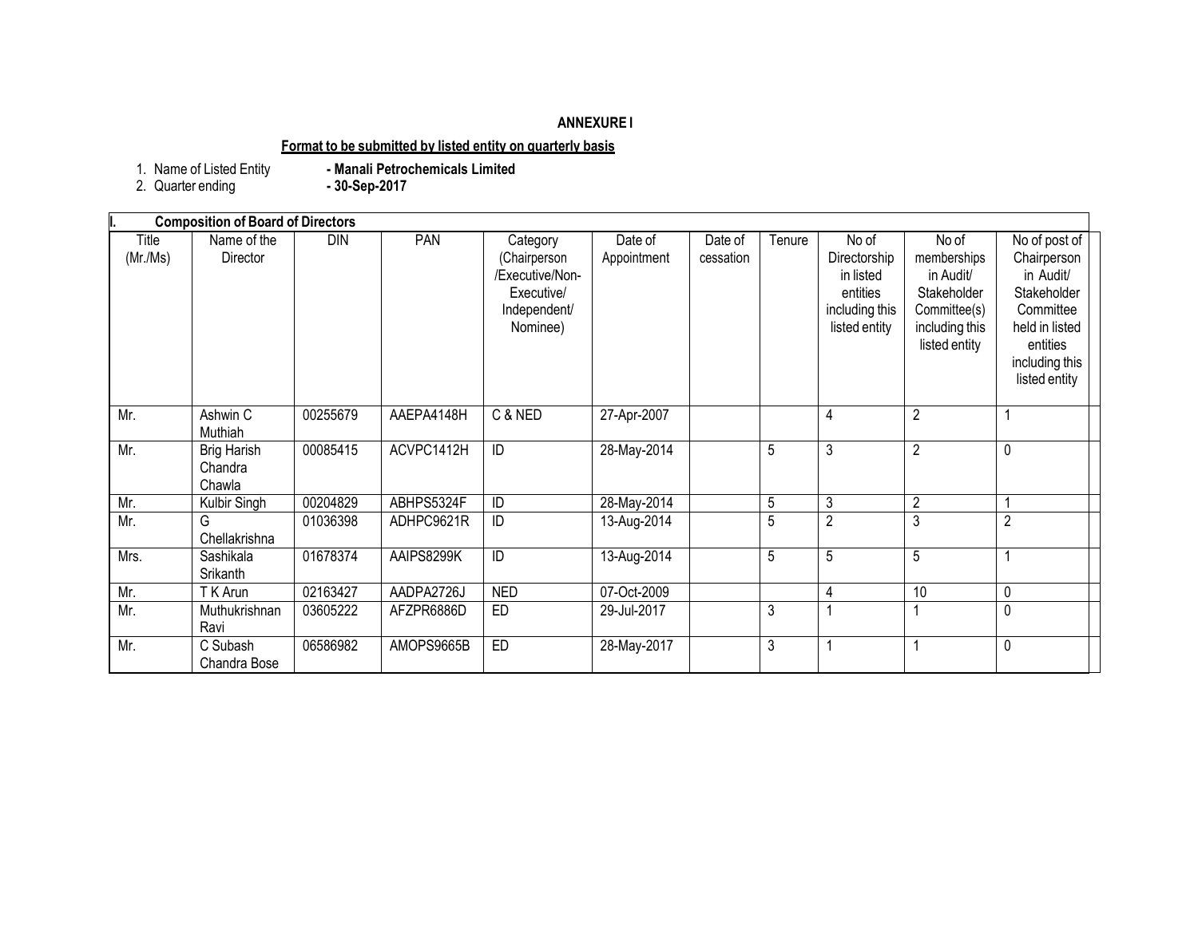**ANNEXURE I**

**Format to be submitted by listed entity on quarterly basis**

1. Name of Listed Entity **- Manali Petrochemicals Limited**
2. Quarter ending **- 30-Sep-2017**

**I. Composition of Board of Directors**

| Title (Mr./Ms) | Name of the Director | DIN | PAN | Category (Chairperson /Executive/Non-Executive/ Independent/ Nominee) | Date of Appointment | Date of cessation | Tenure | No of Directorship in listed entities including this listed entity | No of memberships in Audit/ Stakeholder Committee(s) including this listed entity | No of post of Chairperson in Audit/ Stakeholder Committee held in listed entities including this listed entity |
|---|---|---|---|---|---|---|---|---|---|---|
| Mr. | Ashwin C Muthiah | 00255679 | AAEPA4148H | C & NED | 27-Apr-2007 | | | 4 | 2 | 1 |
| Mr. | Brig Harish Chandra Chawla | 00085415 | ACVPC1412H | ID | 28-May-2014 | | 5 | 3 | 2 | 0 |
| Mr. | Kulbir Singh | 00204829 | ABHPS5324F | ID | 28-May-2014 | | 5 | 3 | 2 | 1 |
| Mr. | G Chellakrishna | 01036398 | ADHPC9621R | ID | 13-Aug-2014 | | 5 | 2 | 3 | 2 |
| Mrs. | Sashikala Srikanth | 01678374 | AAIPS8299K | ID | 13-Aug-2014 | | 5 | 5 | 5 | 1 |
| Mr. | T K Arun | 02163427 | AADPA2726J | NED | 07-Oct-2009 | | | 4 | 10 | 0 |
| Mr. | Muthukrishnan Ravi | 03605222 | AFZPR6886D | ED | 29-Jul-2017 | | 3 | 1 | 1 | 0 |
| Mr. | C Subash Chandra Bose | 06586982 | AMOPS9665B | ED | 28-May-2017 | | 3 | 1 | 1 | 0 |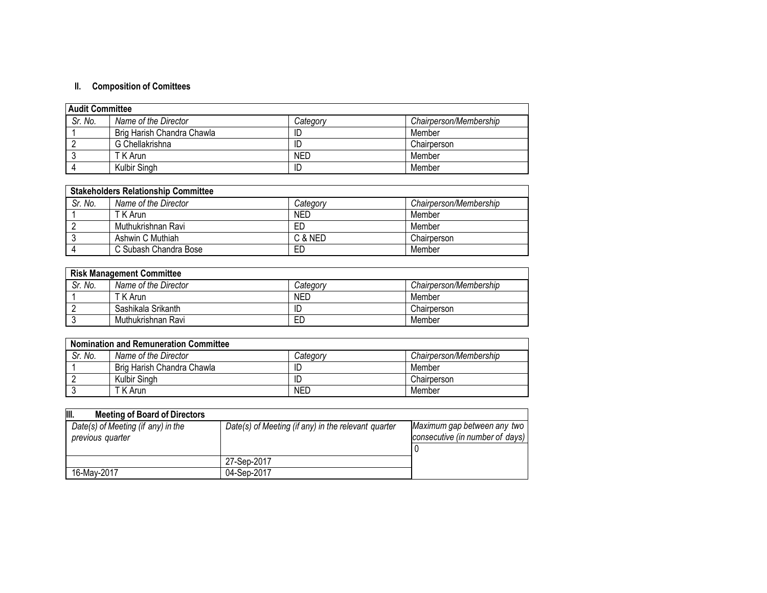## II. Composition of Comittees

| Audit Committee | | | |
|---|---|---|---|
| *Sr. No.* | *Name of the Director* | *Category* | *Chairperson/Membership* |
| 1 | Brig Harish Chandra Chawla | ID | Member |
| 2 | G Chellakrishna | ID | Chairperson |
| 3 | T K Arun | NED | Member |
| 4 | Kulbir Singh | ID | Member |

| Stakeholders Relationship Committee | | | |
|---|---|---|---|
| *Sr. No.* | *Name of the Director* | *Category* | *Chairperson/Membership* |
| 1 | T K Arun | NED | Member |
| 2 | Muthukrishnan Ravi | ED | Member |
| 3 | Ashwin C Muthiah | C & NED | Chairperson |
| 4 | C Subash Chandra Bose | ED | Member |

| Risk Management Committee | | | |
|---|---|---|---|
| *Sr. No.* | *Name of the Director* | *Category* | *Chairperson/Membership* |
| 1 | T K Arun | NED | Member |
| 2 | Sashikala Srikanth | ID | Chairperson |
| 3 | Muthukrishnan Ravi | ED | Member |

| Nomination and Remuneration Committee | | | |
|---|---|---|---|
| *Sr. No.* | *Name of the Director* | *Category* | *Chairperson/Membership* |
| 1 | Brig Harish Chandra Chawla | ID | Member |
| 2 | Kulbir Singh | ID | Chairperson |
| 3 | T K Arun | NED | Member |

| III. Meeting of Board of Directors | | |
|---|---|---|
| *Date(s) of Meeting (if any) in the previous quarter* | *Date(s) of Meeting (if any) in the relevant quarter* | *Maximum gap between any two consecutive (in number of days)* |
| | | 0 |
| | 27-Sep-2017 | |
| 16-May-2017 | 04-Sep-2017 | |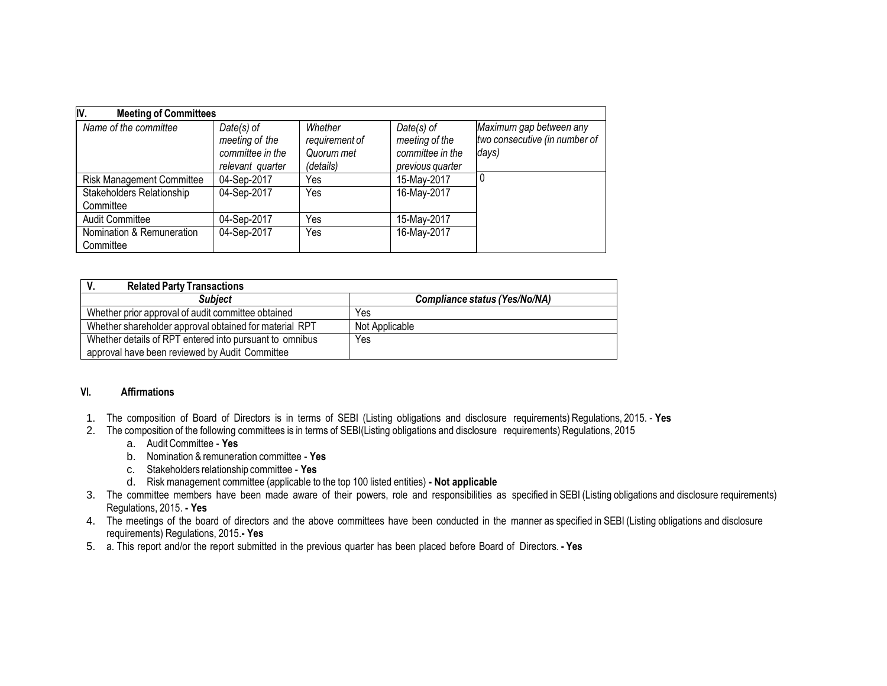| IV. Meeting of Committees | | | | |
|---|---|---|---|---|
| *Name of the committee* | *Date(s) of meeting of the committee in the relevant quarter* | *Whether requirement of Quorum met (details)* | *Date(s) of meeting of the committee in the previous quarter* | *Maximum gap between any two consecutive (in number of days)* |
| Risk Management Committee | 04-Sep-2017 | Yes | 15-May-2017 | 0 |
| Stakeholders Relationship Committee | 04-Sep-2017 | Yes | 16-May-2017 | |
| Audit Committee | 04-Sep-2017 | Yes | 15-May-2017 | |
| Nomination & Remuneration Committee | 04-Sep-2017 | Yes | 16-May-2017 | |

| V. Related Party Transactions | |
|---|---|
| ***Subject*** | ***Compliance status (Yes/No/NA)*** |
| Whether prior approval of audit committee obtained | Yes |
| Whether shareholder approval obtained for material RPT | Not Applicable |
| Whether details of RPT entered into pursuant to omnibus approval have been reviewed by Audit Committee | Yes |

### VI. Affirmations

1. The composition of Board of Directors is in terms of SEBI (Listing obligations and disclosure requirements) Regulations, 2015. - **Yes**
2. The composition of the following committees is in terms of SEBI(Listing obligations and disclosure requirements) Regulations, 2015
   a. Audit Committee - **Yes**
   b. Nomination & remuneration committee - **Yes**
   c. Stakeholders relationship committee - **Yes**
   d. Risk management committee (applicable to the top 100 listed entities) **- Not applicable**
3. The committee members have been made aware of their powers, role and responsibilities as specified in SEBI (Listing obligations and disclosure requirements) Regulations, 2015. **- Yes**
4. The meetings of the board of directors and the above committees have been conducted in the manner as specified in SEBI (Listing obligations and disclosure requirements) Regulations, 2015.**- Yes**
5. a. This report and/or the report submitted in the previous quarter has been placed before Board of Directors. **- Yes**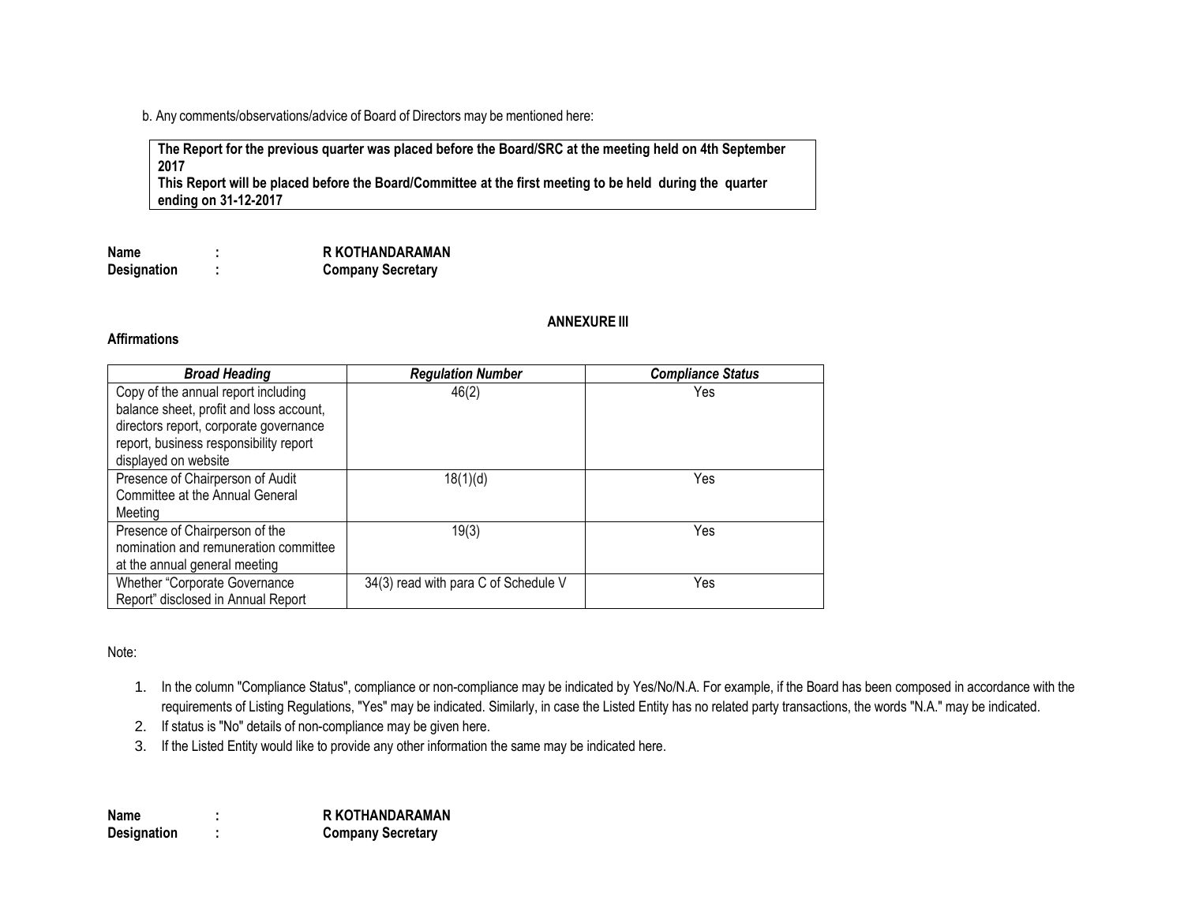b. Any comments/observations/advice of Board of Directors may be mentioned here:

| |
|---|
| **The Report for the previous quarter was placed before the Board/SRC at the meeting held on 4th September 2017**<br>**This Report will be placed before the Board/Committee at the first meeting to be held during the quarter ending on 31-12-2017** |

**Name : R KOTHANDARAMAN**
**Designation : Company Secretary**

**ANNEXURE III**

**Affirmations**

| ***Broad Heading*** | ***Regulation Number*** | ***Compliance Status*** |
|---|---|---|
| Copy of the annual report including balance sheet, profit and loss account, directors report, corporate governance report, business responsibility report displayed on website | 46(2) | Yes |
| Presence of Chairperson of Audit Committee at the Annual General Meeting | 18(1)(d) | Yes |
| Presence of Chairperson of the nomination and remuneration committee at the annual general meeting | 19(3) | Yes |
| Whether "Corporate Governance Report" disclosed in Annual Report | 34(3) read with para C of Schedule V | Yes |

Note:

1. In the column "Compliance Status", compliance or non-compliance may be indicated by Yes/No/N.A. For example, if the Board has been composed in accordance with the requirements of Listing Regulations, "Yes" may be indicated. Similarly, in case the Listed Entity has no related party transactions, the words "N.A." may be indicated.
2. If status is "No" details of non-compliance may be given here.
3. If the Listed Entity would like to provide any other information the same may be indicated here.

**Name : R KOTHANDARAMAN**
**Designation : Company Secretary**